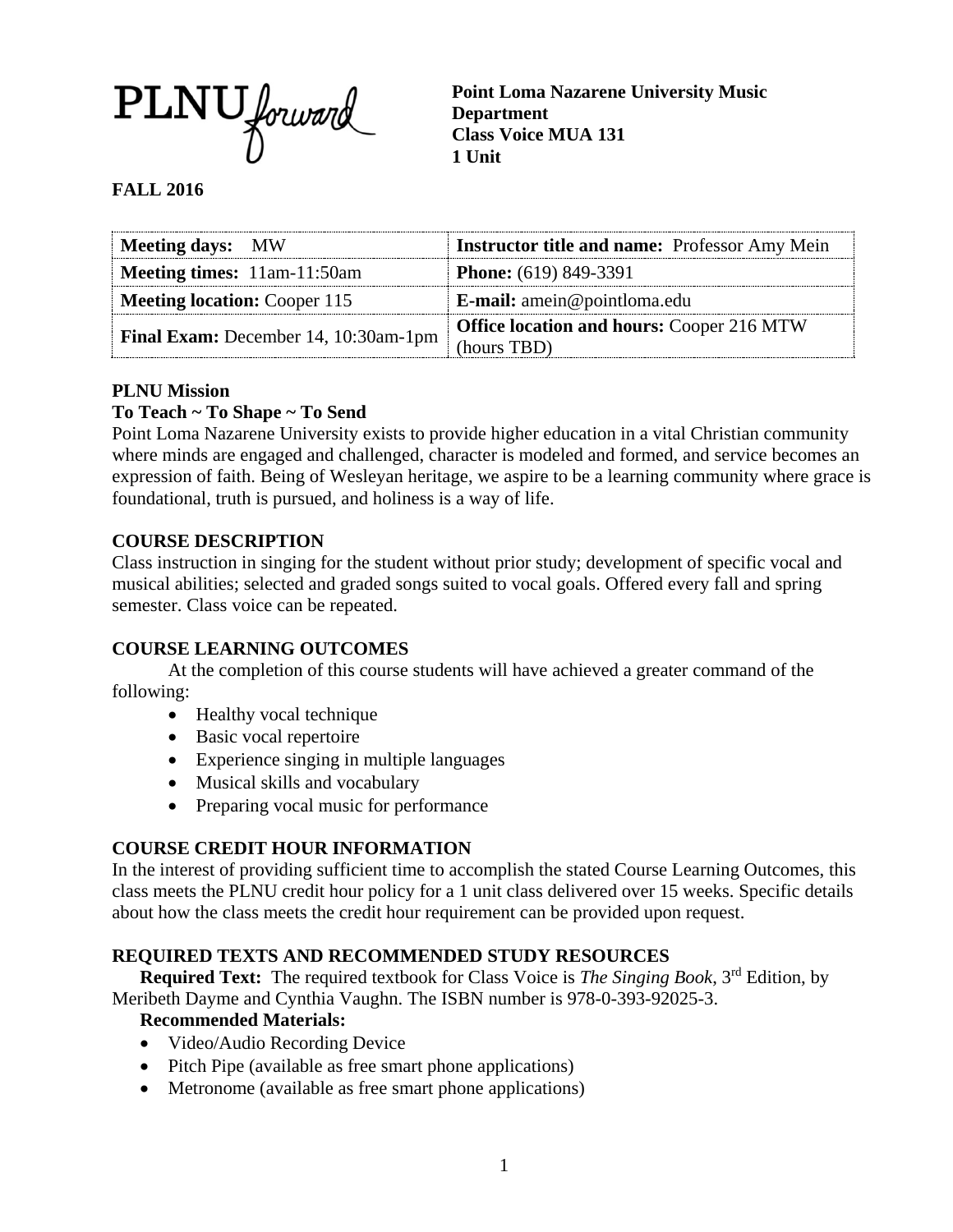PLNU forward

**Point Loma Nazarene University Music Department**
**Class Voice MUA 131**
**1 Unit**

**FALL 2016**

| **Meeting days:** MW | **Instructor title and name:** Professor Amy Mein |
|---|---|
| **Meeting times:** 11am-11:50am | **Phone:** (619) 849-3391 |
| **Meeting location:** Cooper 115 | **E-mail:** amein@pointloma.edu |
| **Final Exam:** December 14, 10:30am-1pm | **Office location and hours:** Cooper 216 MTW (hours TBD) |

## PLNU Mission

### To Teach ~ To Shape ~ To Send

Point Loma Nazarene University exists to provide higher education in a vital Christian community where minds are engaged and challenged, character is modeled and formed, and service becomes an expression of faith. Being of Wesleyan heritage, we aspire to be a learning community where grace is foundational, truth is pursued, and holiness is a way of life.

## COURSE DESCRIPTION

Class instruction in singing for the student without prior study; development of specific vocal and musical abilities; selected and graded songs suited to vocal goals. Offered every fall and spring semester. Class voice can be repeated.

## COURSE LEARNING OUTCOMES

At the completion of this course students will have achieved a greater command of the following:

- Healthy vocal technique
- Basic vocal repertoire
- Experience singing in multiple languages
- Musical skills and vocabulary
- Preparing vocal music for performance

## COURSE CREDIT HOUR INFORMATION

In the interest of providing sufficient time to accomplish the stated Course Learning Outcomes, this class meets the PLNU credit hour policy for a 1 unit class delivered over 15 weeks. Specific details about how the class meets the credit hour requirement can be provided upon request.

## REQUIRED TEXTS AND RECOMMENDED STUDY RESOURCES

**Required Text:** The required textbook for Class Voice is *The Singing Book*, 3rd Edition, by Meribeth Dayme and Cynthia Vaughn. The ISBN number is 978-0-393-92025-3.

**Recommended Materials:**

- Video/Audio Recording Device
- Pitch Pipe (available as free smart phone applications)
- Metronome (available as free smart phone applications)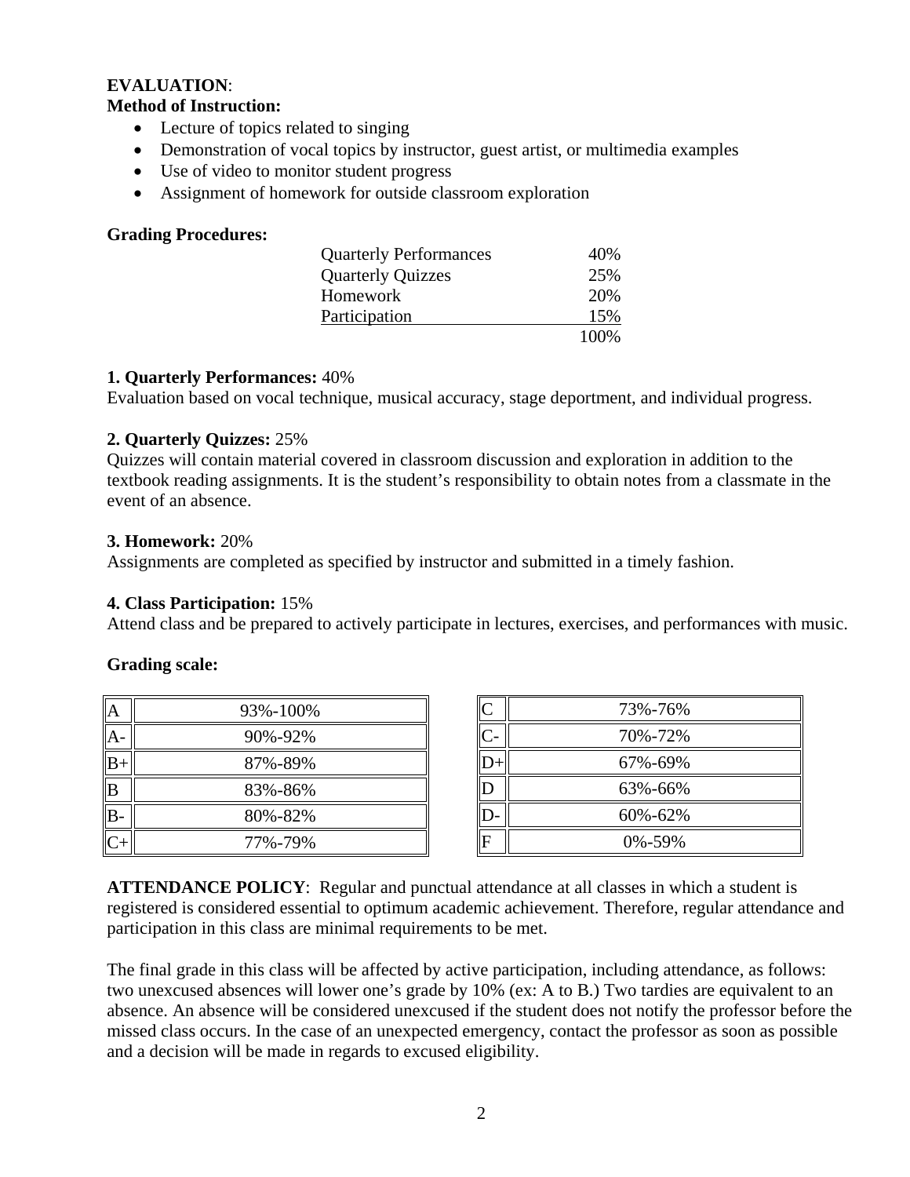**EVALUATION**:

**Method of Instruction:**

- Lecture of topics related to singing
- Demonstration of vocal topics by instructor, guest artist, or multimedia examples
- Use of video to monitor student progress
- Assignment of homework for outside classroom exploration

**Grading Procedures:**

| | |
|---|---|
| Quarterly Performances | 40% |
| Quarterly Quizzes | 25% |
| Homework | 20% |
| Participation | 15% |
| | 100% |

**1. Quarterly Performances:** 40%
Evaluation based on vocal technique, musical accuracy, stage deportment, and individual progress.

**2. Quarterly Quizzes:** 25%
Quizzes will contain material covered in classroom discussion and exploration in addition to the textbook reading assignments. It is the student's responsibility to obtain notes from a classmate in the event of an absence.

**3. Homework:** 20%
Assignments are completed as specified by instructor and submitted in a timely fashion.

**4. Class Participation:** 15%
Attend class and be prepared to actively participate in lectures, exercises, and performances with music.

**Grading scale:**

| Grade | Range |
|---|---|
| A | 93%-100% |
| A- | 90%-92% |
| B+ | 87%-89% |
| B | 83%-86% |
| B- | 80%-82% |
| C+ | 77%-79% |
| C | 73%-76% |
| C- | 70%-72% |
| D+ | 67%-69% |
| D | 63%-66% |
| D- | 60%-62% |
| F | 0%-59% |

**ATTENDANCE POLICY**: Regular and punctual attendance at all classes in which a student is registered is considered essential to optimum academic achievement. Therefore, regular attendance and participation in this class are minimal requirements to be met.

The final grade in this class will be affected by active participation, including attendance, as follows: two unexcused absences will lower one's grade by 10% (ex: A to B.) Two tardies are equivalent to an absence. An absence will be considered unexcused if the student does not notify the professor before the missed class occurs. In the case of an unexpected emergency, contact the professor as soon as possible and a decision will be made in regards to excused eligibility.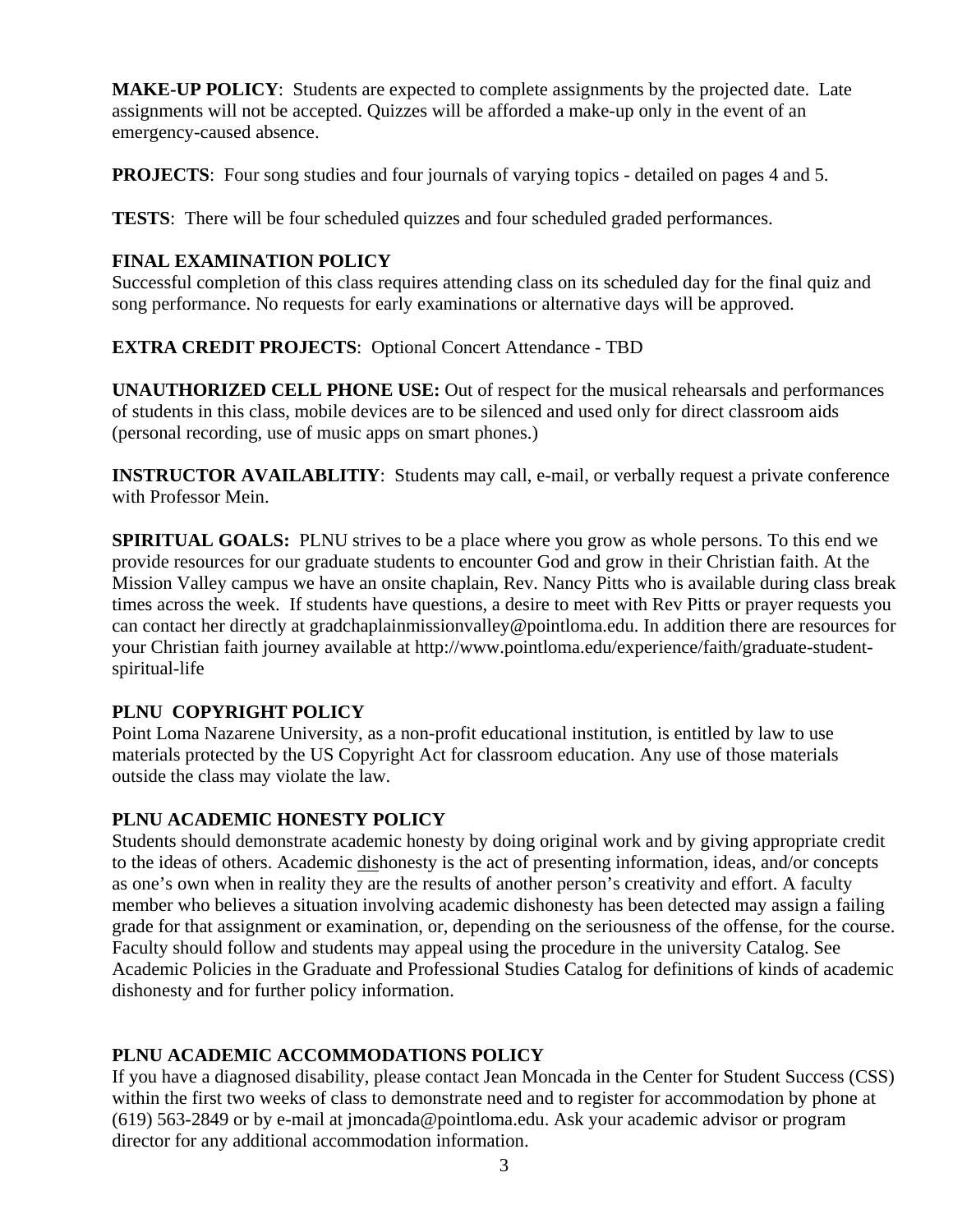**MAKE-UP POLICY**: Students are expected to complete assignments by the projected date. Late assignments will not be accepted. Quizzes will be afforded a make-up only in the event of an emergency-caused absence.

**PROJECTS**: Four song studies and four journals of varying topics - detailed on pages 4 and 5.

**TESTS**: There will be four scheduled quizzes and four scheduled graded performances.

**FINAL EXAMINATION POLICY**

Successful completion of this class requires attending class on its scheduled day for the final quiz and song performance. No requests for early examinations or alternative days will be approved.

**EXTRA CREDIT PROJECTS**: Optional Concert Attendance - TBD

**UNAUTHORIZED CELL PHONE USE:** Out of respect for the musical rehearsals and performances of students in this class, mobile devices are to be silenced and used only for direct classroom aids (personal recording, use of music apps on smart phones.)

**INSTRUCTOR AVAILABLITIY**: Students may call, e-mail, or verbally request a private conference with Professor Mein.

**SPIRITUAL GOALS:** PLNU strives to be a place where you grow as whole persons. To this end we provide resources for our graduate students to encounter God and grow in their Christian faith. At the Mission Valley campus we have an onsite chaplain, Rev. Nancy Pitts who is available during class break times across the week. If students have questions, a desire to meet with Rev Pitts or prayer requests you can contact her directly at gradchaplainmissionvalley@pointloma.edu. In addition there are resources for your Christian faith journey available at http://www.pointloma.edu/experience/faith/graduate-student-spiritual-life

**PLNU COPYRIGHT POLICY**

Point Loma Nazarene University, as a non-profit educational institution, is entitled by law to use materials protected by the US Copyright Act for classroom education. Any use of those materials outside the class may violate the law.

**PLNU ACADEMIC HONESTY POLICY**

Students should demonstrate academic honesty by doing original work and by giving appropriate credit to the ideas of others. Academic dishonesty is the act of presenting information, ideas, and/or concepts as one's own when in reality they are the results of another person's creativity and effort. A faculty member who believes a situation involving academic dishonesty has been detected may assign a failing grade for that assignment or examination, or, depending on the seriousness of the offense, for the course. Faculty should follow and students may appeal using the procedure in the university Catalog. See Academic Policies in the Graduate and Professional Studies Catalog for definitions of kinds of academic dishonesty and for further policy information.

**PLNU ACADEMIC ACCOMMODATIONS POLICY**

If you have a diagnosed disability, please contact Jean Moncada in the Center for Student Success (CSS) within the first two weeks of class to demonstrate need and to register for accommodation by phone at (619) 563-2849 or by e-mail at jmoncada@pointloma.edu. Ask your academic advisor or program director for any additional accommodation information.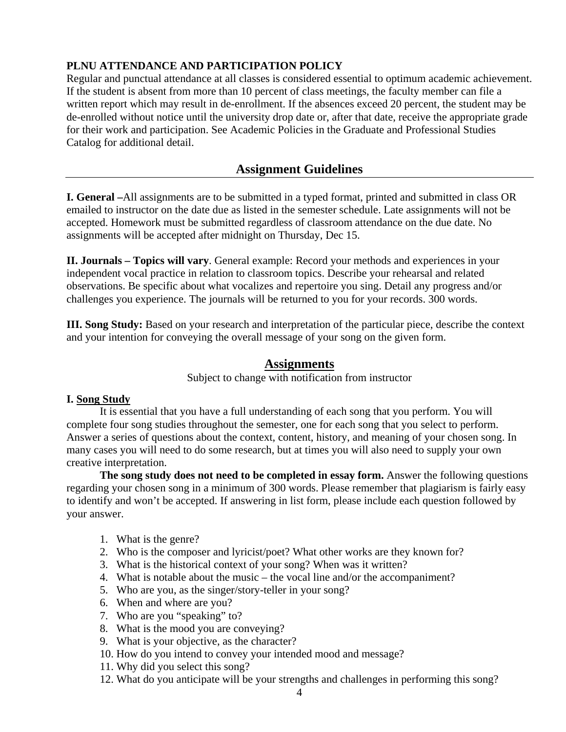**PLNU ATTENDANCE AND PARTICIPATION POLICY**

Regular and punctual attendance at all classes is considered essential to optimum academic achievement. If the student is absent from more than 10 percent of class meetings, the faculty member can file a written report which may result in de-enrollment. If the absences exceed 20 percent, the student may be de-enrolled without notice until the university drop date or, after that date, receive the appropriate grade for their work and participation. See Academic Policies in the Graduate and Professional Studies Catalog for additional detail.

## Assignment Guidelines

**I. General –**All assignments are to be submitted in a typed format, printed and submitted in class OR emailed to instructor on the date due as listed in the semester schedule. Late assignments will not be accepted. Homework must be submitted regardless of classroom attendance on the due date. No assignments will be accepted after midnight on Thursday, Dec 15.

**II. Journals – Topics will vary**. General example: Record your methods and experiences in your independent vocal practice in relation to classroom topics. Describe your rehearsal and related observations. Be specific about what vocalizes and repertoire you sing. Detail any progress and/or challenges you experience. The journals will be returned to you for your records. 300 words.

**III. Song Study:** Based on your research and interpretation of the particular piece, describe the context and your intention for conveying the overall message of your song on the given form.

## Assignments

Subject to change with notification from instructor

**I. Song Study**

It is essential that you have a full understanding of each song that you perform. You will complete four song studies throughout the semester, one for each song that you select to perform. Answer a series of questions about the context, content, history, and meaning of your chosen song. In many cases you will need to do some research, but at times you will also need to supply your own creative interpretation.

**The song study does not need to be completed in essay form.** Answer the following questions regarding your chosen song in a minimum of 300 words. Please remember that plagiarism is fairly easy to identify and won't be accepted. If answering in list form, please include each question followed by your answer.

1. What is the genre?
2. Who is the composer and lyricist/poet? What other works are they known for?
3. What is the historical context of your song? When was it written?
4. What is notable about the music – the vocal line and/or the accompaniment?
5. Who are you, as the singer/story-teller in your song?
6. When and where are you?
7. Who are you "speaking" to?
8. What is the mood you are conveying?
9. What is your objective, as the character?
10. How do you intend to convey your intended mood and message?
11. Why did you select this song?
12. What do you anticipate will be your strengths and challenges in performing this song?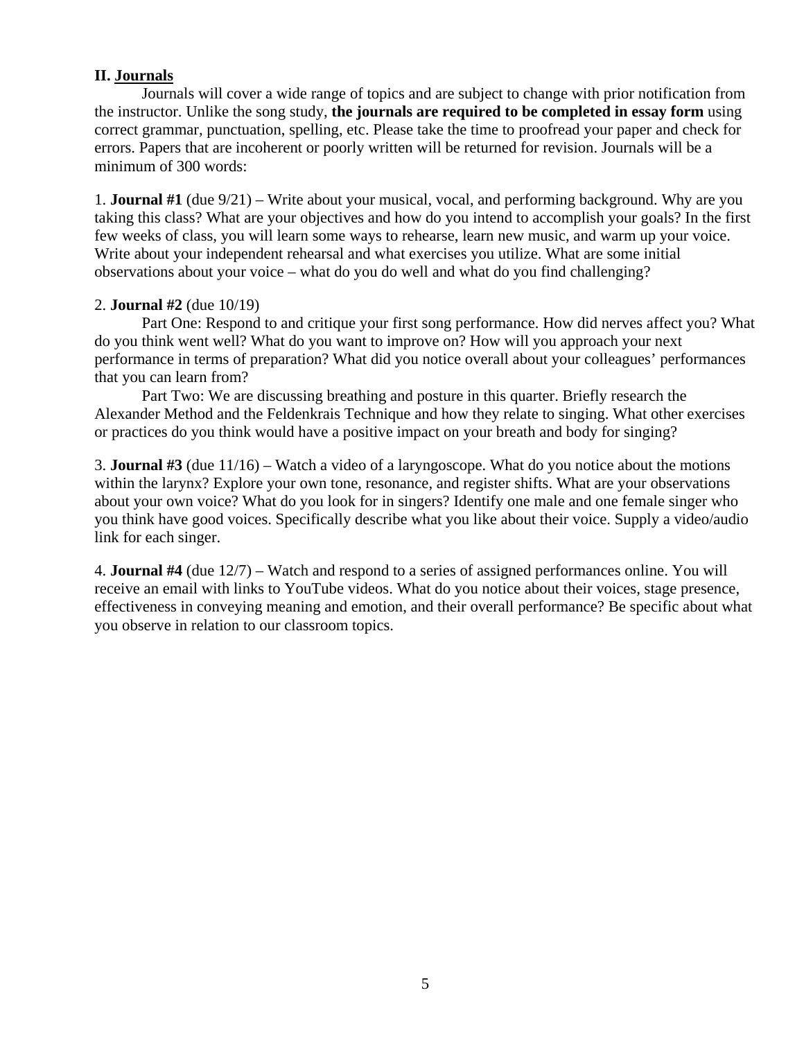## II. <u>Journals</u>

Journals will cover a wide range of topics and are subject to change with prior notification from the instructor. Unlike the song study, **the journals are required to be completed in essay form** using correct grammar, punctuation, spelling, etc. Please take the time to proofread your paper and check for errors. Papers that are incoherent or poorly written will be returned for revision. Journals will be a minimum of 300 words:

1. **Journal #1** (due 9/21) – Write about your musical, vocal, and performing background. Why are you taking this class? What are your objectives and how do you intend to accomplish your goals? In the first few weeks of class, you will learn some ways to rehearse, learn new music, and warm up your voice. Write about your independent rehearsal and what exercises you utilize. What are some initial observations about your voice – what do you do well and what do you find challenging?

2. **Journal #2** (due 10/19)

   Part One: Respond to and critique your first song performance. How did nerves affect you? What do you think went well? What do you want to improve on? How will you approach your next performance in terms of preparation? What did you notice overall about your colleagues' performances that you can learn from?

   Part Two: We are discussing breathing and posture in this quarter. Briefly research the Alexander Method and the Feldenkrais Technique and how they relate to singing. What other exercises or practices do you think would have a positive impact on your breath and body for singing?

3. **Journal #3** (due 11/16) – Watch a video of a laryngoscope. What do you notice about the motions within the larynx? Explore your own tone, resonance, and register shifts. What are your observations about your own voice? What do you look for in singers? Identify one male and one female singer who you think have good voices. Specifically describe what you like about their voice. Supply a video/audio link for each singer.

4. **Journal #4** (due 12/7) – Watch and respond to a series of assigned performances online. You will receive an email with links to YouTube videos. What do you notice about their voices, stage presence, effectiveness in conveying meaning and emotion, and their overall performance? Be specific about what you observe in relation to our classroom topics.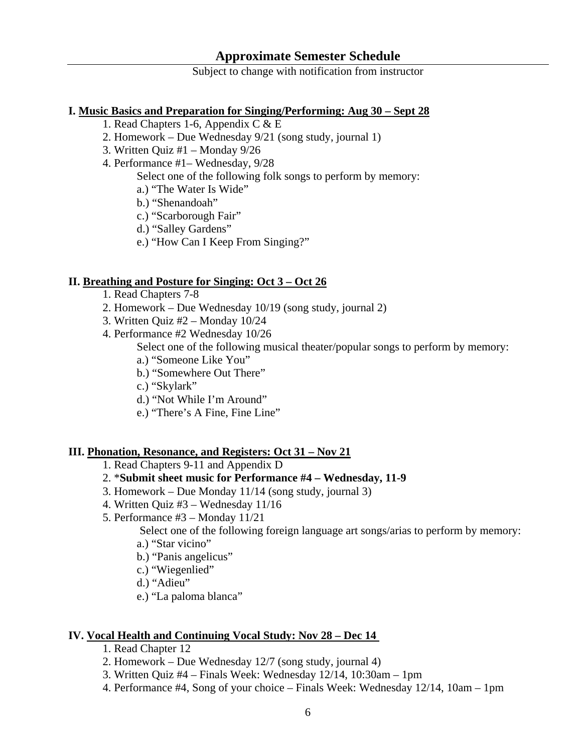## Approximate Semester Schedule

Subject to change with notification from instructor

**I. Music Basics and Preparation for Singing/Performing: Aug 30 – Sept 28**

1. Read Chapters 1-6, Appendix C & E
2. Homework – Due Wednesday 9/21 (song study, journal 1)
3. Written Quiz #1 – Monday 9/26
4. Performance #1– Wednesday, 9/28

   Select one of the following folk songs to perform by memory:

   a.) "The Water Is Wide"
   b.) "Shenandoah"
   c.) "Scarborough Fair"
   d.) "Salley Gardens"
   e.) "How Can I Keep From Singing?"

**II. Breathing and Posture for Singing: Oct 3 – Oct 26**

1. Read Chapters 7-8
2. Homework – Due Wednesday 10/19 (song study, journal 2)
3. Written Quiz #2 – Monday 10/24
4. Performance #2 Wednesday 10/26

   Select one of the following musical theater/popular songs to perform by memory:

   a.) "Someone Like You"
   b.) "Somewhere Out There"
   c.) "Skylark"
   d.) "Not While I'm Around"
   e.) "There's A Fine, Fine Line"

**III. Phonation, Resonance, and Registers: Oct 31 – Nov 21**

1. Read Chapters 9-11 and Appendix D
2. ***Submit sheet music for Performance #4 – Wednesday, 11-9**
3. Homework – Due Monday 11/14 (song study, journal 3)
4. Written Quiz #3 – Wednesday 11/16
5. Performance #3 – Monday 11/21

   Select one of the following foreign language art songs/arias to perform by memory:

   a.) "Star vicino"
   b.) "Panis angelicus"
   c.) "Wiegenlied"
   d.) "Adieu"
   e.) "La paloma blanca"

**IV. Vocal Health and Continuing Vocal Study: Nov 28 – Dec 14**

1. Read Chapter 12
2. Homework – Due Wednesday 12/7 (song study, journal 4)
3. Written Quiz #4 – Finals Week: Wednesday 12/14, 10:30am – 1pm
4. Performance #4, Song of your choice – Finals Week: Wednesday 12/14, 10am – 1pm